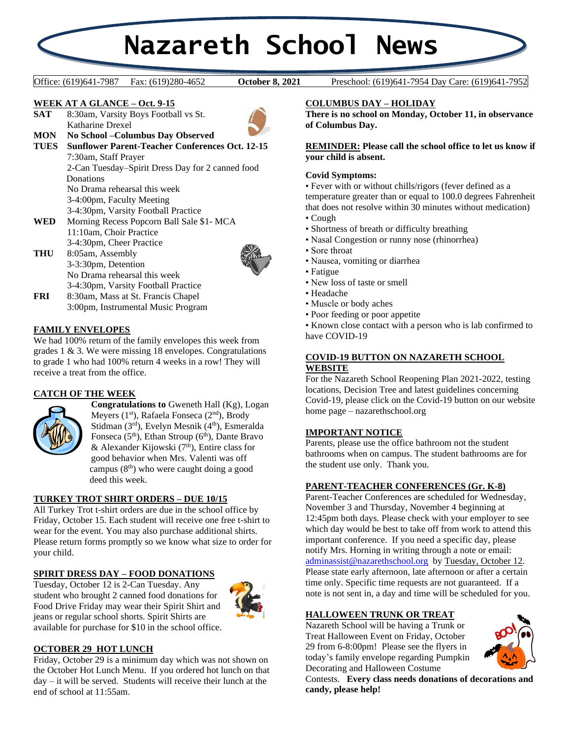# Nazareth School News

Office: (619)641-7987 Fax: (619)280-4652 **October 8, 2021** Preschool: (619)641-7954 Day Care: (619)641-7952

## WEEK AT A GLANCE – Oct. 9-15

**SAT** 8:30am, Varsity Boys Football vs St. Katharine Drexel

**MON** **No School –Columbus Day Observed**

**TUES** **Sunflower Parent-Teacher Conferences Oct. 12-15**
7:30am, Staff Prayer
2-Can Tuesday–Spirit Dress Day for 2 canned food Donations
No Drama rehearsal this week
3-4:00pm, Faculty Meeting
3-4:30pm, Varsity Football Practice

**WED** Morning Recess Popcorn Ball Sale $1- MCA
11:10am, Choir Practice
3-4:30pm, Cheer Practice

**THU** 8:05am, Assembly
3-3:30pm, Detention
No Drama rehearsal this week
3-4:30pm, Varsity Football Practice

**FRI** 8:30am, Mass at St. Francis Chapel
3:00pm, Instrumental Music Program

## FAMILY ENVELOPES

We had 100% return of the family envelopes this week from grades 1 & 3. We were missing 18 envelopes. Congratulations to grade 1 who had 100% return 4 weeks in a row! They will receive a treat from the office.

## CATCH OF THE WEEK

**Congratulations to** Gweneth Hall (Kg), Logan Meyers (1st), Rafaela Fonseca (2nd), Brody Stidman (3rd), Evelyn Mesnik (4th), Esmeralda Fonseca (5th), Ethan Stroup (6th), Dante Bravo & Alexander Kijowski (7th), Entire class for good behavior when Mrs. Valenti was off campus (8th) who were caught doing a good deed this week.

## TURKEY TROT SHIRT ORDERS – DUE 10/15

All Turkey Trot t-shirt orders are due in the school office by Friday, October 15. Each student will receive one free t-shirt to wear for the event. You may also purchase additional shirts. Please return forms promptly so we know what size to order for your child.

## SPIRIT DRESS DAY – FOOD DONATIONS

Tuesday, October 12 is 2-Can Tuesday. Any student who brought 2 canned food donations for Food Drive Friday may wear their Spirit Shirt and jeans or regular school shorts. Spirit Shirts are available for purchase for $10 in the school office.

## OCTOBER 29 HOT LUNCH

Friday, October 29 is a minimum day which was not shown on the October Hot Lunch Menu. If you ordered hot lunch on that day – it will be served. Students will receive their lunch at the end of school at 11:55am.

## COLUMBUS DAY – HOLIDAY

**There is no school on Monday, October 11, in observance of Columbus Day.**

**REMINDER: Please call the school office to let us know if your child is absent.**

**Covid Symptoms:**

- Fever with or without chills/rigors (fever defined as a temperature greater than or equal to 100.0 degrees Fahrenheit that does not resolve within 30 minutes without medication)
- Cough
- Shortness of breath or difficulty breathing
- Nasal Congestion or runny nose (rhinorrhea)
- Sore throat
- Nausea, vomiting or diarrhea
- Fatigue
- New loss of taste or smell
- Headache
- Muscle or body aches
- Poor feeding or poor appetite
- Known close contact with a person who is lab confirmed to have COVID-19

## COVID-19 BUTTON ON NAZARETH SCHOOL WEBSITE

For the Nazareth School Reopening Plan 2021-2022, testing locations, Decision Tree and latest guidelines concerning Covid-19, please click on the Covid-19 button on our website home page – nazarethschool.org

## IMPORTANT NOTICE

Parents, please use the office bathroom not the student bathrooms when on campus. The student bathrooms are for the student use only. Thank you.

## PARENT-TEACHER CONFERENCES (Gr. K-8)

Parent-Teacher Conferences are scheduled for Wednesday, November 3 and Thursday, November 4 beginning at 12:45pm both days. Please check with your employer to see which day would be best to take off from work to attend this important conference. If you need a specific day, please notify Mrs. Horning in writing through a note or email: adminassist@nazarethschool.org by Tuesday, October 12. Please state early afternoon, late afternoon or after a certain time only. Specific time requests are not guaranteed. If a note is not sent in, a day and time will be scheduled for you.

## HALLOWEEN TRUNK OR TREAT

Nazareth School will be having a Trunk or Treat Halloween Event on Friday, October 29 from 6-8:00pm! Please see the flyers in today's family envelope regarding Pumpkin Decorating and Halloween Costume Contests. **Every class needs donations of decorations and candy, please help!**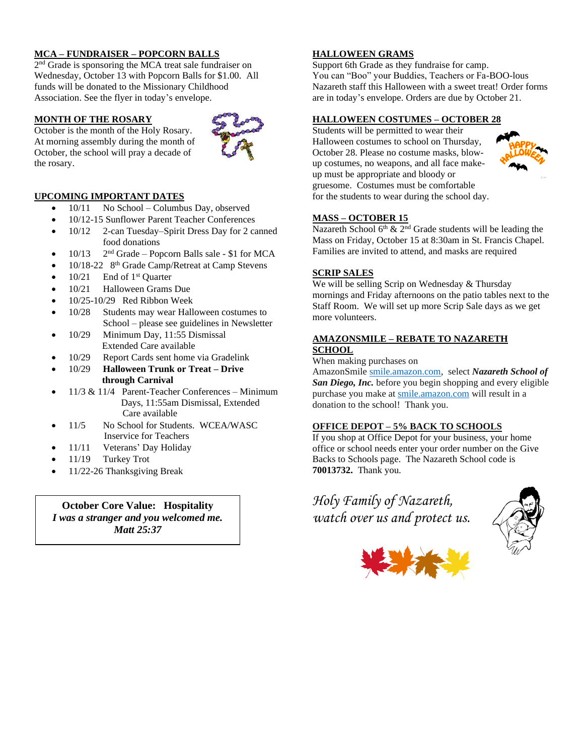## MCA – FUNDRAISER – POPCORN BALLS

2nd Grade is sponsoring the MCA treat sale fundraiser on Wednesday, October 13 with Popcorn Balls for $1.00. All funds will be donated to the Missionary Childhood Association. See the flyer in today's envelope.

## MONTH OF THE ROSARY

October is the month of the Holy Rosary. At morning assembly during the month of October, the school will pray a decade of the rosary.

## UPCOMING IMPORTANT DATES

- 10/11 No School – Columbus Day, observed
- 10/12-15 Sunflower Parent Teacher Conferences
- 10/12 2-can Tuesday–Spirit Dress Day for 2 canned food donations
- 10/13 2nd Grade – Popcorn Balls sale - $1 for MCA
- 10/18-22 8th Grade Camp/Retreat at Camp Stevens
- 10/21 End of 1st Quarter
- 10/21 Halloween Grams Due
- 10/25-10/29 Red Ribbon Week
- 10/28 Students may wear Halloween costumes to School – please see guidelines in Newsletter
- 10/29 Minimum Day, 11:55 Dismissal Extended Care available
- 10/29 Report Cards sent home via Gradelink
- 10/29 **Halloween Trunk or Treat – Drive through Carnival**
- 11/3 & 11/4 Parent-Teacher Conferences – Minimum Days, 11:55am Dismissal, Extended Care available
- 11/5 No School for Students. WCEA/WASC Inservice for Teachers
- 11/11 Veterans' Day Holiday
- 11/19 Turkey Trot
- 11/22-26 Thanksgiving Break

**October Core Value: Hospitality**
***I was a stranger and you welcomed me.***
***Matt 25:37***

## HALLOWEEN GRAMS

Support 6th Grade as they fundraise for camp. You can "Boo" your Buddies, Teachers or Fa-BOO-lous Nazareth staff this Halloween with a sweet treat! Order forms are in today's envelope. Orders are due by October 21.

## HALLOWEEN COSTUMES – OCTOBER 28

Students will be permitted to wear their Halloween costumes to school on Thursday, October 28. Please no costume masks, blow-up costumes, no weapons, and all face make-up must be appropriate and bloody or gruesome. Costumes must be comfortable for the students to wear during the school day.

## MASS – OCTOBER 15

Nazareth School 6th & 2nd Grade students will be leading the Mass on Friday, October 15 at 8:30am in St. Francis Chapel. Families are invited to attend, and masks are required

## SCRIP SALES

We will be selling Scrip on Wednesday & Thursday mornings and Friday afternoons on the patio tables next to the Staff Room. We will set up more Scrip Sale days as we get more volunteers.

## AMAZONSMILE – REBATE TO NAZARETH SCHOOL

When making purchases on AmazonSmile smile.amazon.com, select ***Nazareth School of San Diego, Inc.*** before you begin shopping and every eligible purchase you make at smile.amazon.com will result in a donation to the school! Thank you.

## OFFICE DEPOT – 5% BACK TO SCHOOLS

If you shop at Office Depot for your business, your home office or school needs enter your order number on the Give Backs to Schools page. The Nazareth School code is **70013732.** Thank you.

*Holy Family of Nazareth, watch over us and protect us.*